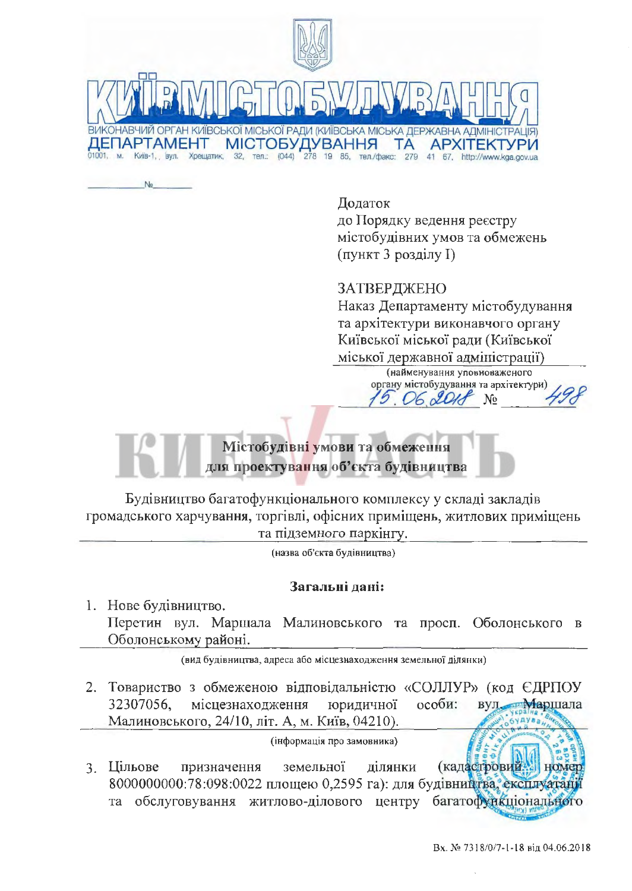КИЇВМІСТОБУДУВАННЯ

ВИКОНАВЧИЙ ОРГАН КИЇВСЬКОЇ МІСЬКОЇ РАДИ (КИЇВСЬКА МІСЬКА ДЕРЖАВНА АДМІНІСТРАЦІЯ)

ДЕПАРТАМЕНТ МІСТОБУДУВАННЯ ТА АРХІТЕКТУРИ

01001, м. Київ-1, вул. Хрещатик, 32, тел.: (044) 278 19 85, тел./факс: 279 41 67, http://www.kga.gov.ua

\_\_\_\_\_\_\_\_\_\_ № \_\_\_\_\_\_\_\_

Додаток
до Порядку ведення реєстру
містобудівних умов та обмежень
(пункт 3 розділу I)

ЗАТВЕРДЖЕНО
Наказ Департаменту містобудування
та архітектури виконавчого органу
Київської міської ради (Київської
міської державної адміністрації)
(найменування уповноваженого
органу містобудування та архітектури)
15.06.2018 № 498

**Містобудівні умови та обмеження
для проектування об'єкта будівництва**

Будівництво багатофункціонального комплексу у складі закладів громадського харчування, торгівлі, офісних приміщень, житлових приміщень та підземного паркінгу.

(назва об'єкта будівництва)

**Загальні дані:**

1. Нове будівництво.
   Перетин вул. Маршала Малиновського та просп. Оболонського в Оболонському районі.

   (вид будівництва, адреса або місцезнаходження земельної ділянки)

2. Товариство з обмеженою відповідальністю «СОЛЛУР» (код ЄДРПОУ 32307056, місцезнаходження юридичної особи: вул. Маршала Малиновського, 24/10, літ. А, м. Київ, 04210).

   (інформація про замовника)

3. Цільове призначення земельної ділянки (кадастровий номер 8000000000:78:098:0022 площею 0,2595 га): для будівництва, експлуатації та обслуговування житлово-ділового центру багатофункціонального

Вх. № 7318/0/7-1-18 від 04.06.2018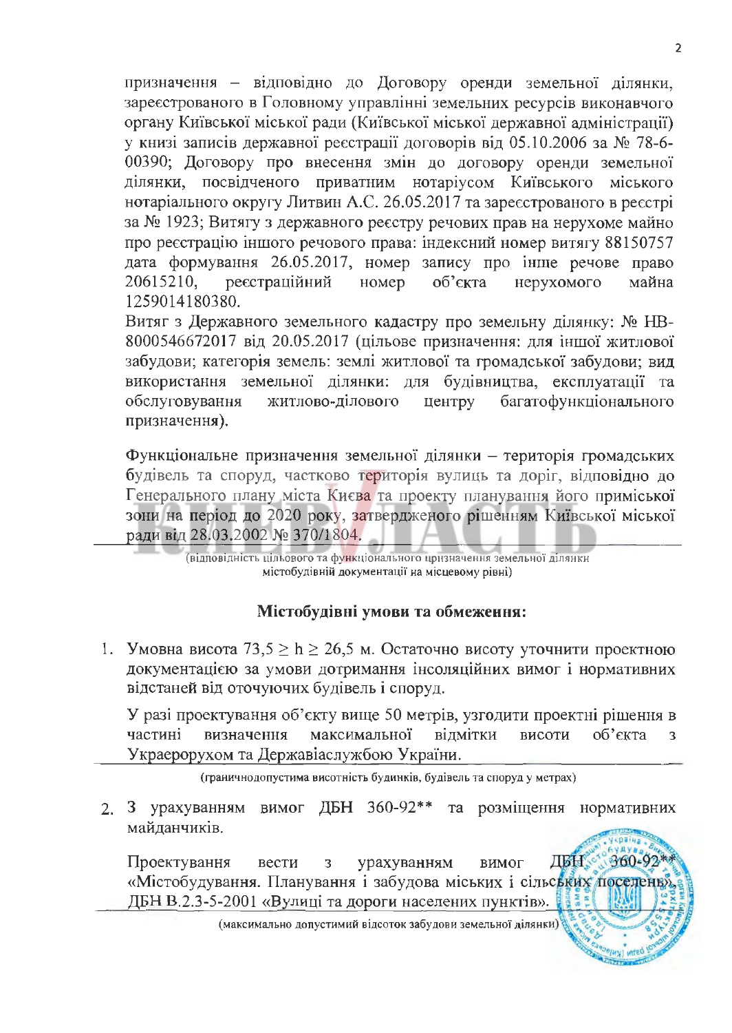призначення – відповідно до Договору оренди земельної ділянки, зареєстрованого в Головному управлінні земельних ресурсів виконавчого органу Київської міської ради (Київської міської державної адміністрації) у книзі записів державної реєстрації договорів від 05.10.2006 за № 78-6-00390; Договору про внесення змін до договору оренди земельної ділянки, посвідченого приватним нотаріусом Київського міського нотаріального округу Литвин А.С. 26.05.2017 та зареєстрованого в реєстрі за № 1923; Витягу з державного реєстру речових прав на нерухоме майно про реєстрацію іншого речового права: індексний номер витягу 88150757 дата формування 26.05.2017, номер запису про інше речове право 20615210, реєстраційний номер об'єкта нерухомого майна 1259014180380.

Витяг з Державного земельного кадастру про земельну ділянку: № НВ-8000546672017 від 20.05.2017 (цільове призначення: для іншої житлової забудови; категорія земель: землі житлової та громадської забудови; вид використання земельної ділянки: для будівництва, експлуатації та обслуговування житлово-ділового центру багатофункціонального призначення).

Функціональне призначення земельної ділянки – територія громадських будівель та споруд, частково територія вулиць та доріг, відповідно до Генерального плану міста Києва та проекту планування його приміської зони на період до 2020 року, затвердженого рішенням Київської міської ради від 28.03.2002 № 370/1804.

(відповідність цільового та функціонального призначення земельної ділянки містобудівній документації на місцевому рівні)

### Містобудівні умови та обмеження:

1. Умовна висота $73{,}5 \geq h \geq 26{,}5$ м. Остаточно висоту уточнити проектною документацією за умови дотримання інсоляційних вимог і нормативних відстаней від оточуючих будівель і споруд.

   У разі проектування об'єкту вище 50 метрів, узгодити проектні рішення в частині визначення максимальної відмітки висоти об'єкта з Украерорухом та Державіаслужбою України.

   (граничнодопустима висотність будинків, будівель та споруд у метрах)

2. З урахуванням вимог ДБН 360-92** та розміщення нормативних майданчиків.

   Проектування вести з урахуванням вимог ДБН 360-92** «Містобудування. Планування і забудова міських і сільських поселень», ДБН В.2.3-5-2001 «Вулиці та дороги населених пунктів».

   (максимально допустимий відсоток забудови земельної ділянки)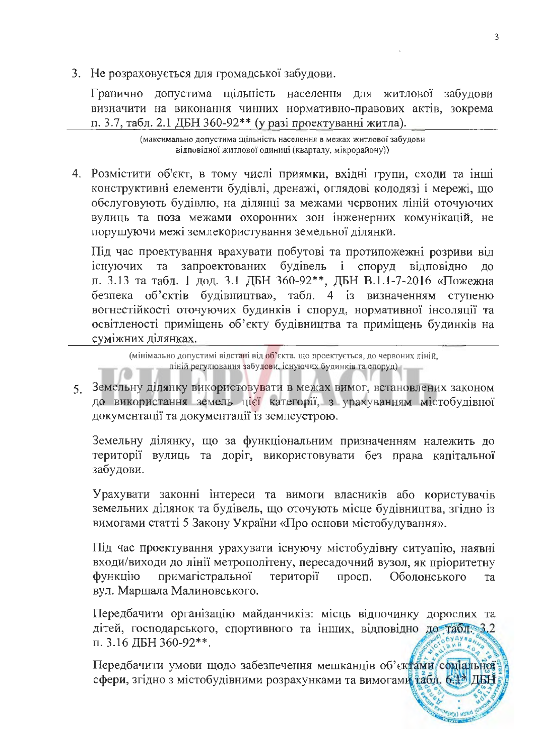3. Не розраховується для громадської забудови.

   Гранично допустима щільність населення для житлової забудови визначити на виконання чинних нормативно-правових актів, зокрема п. 3.7, табл. 2.1 ДБН 360-92** (у разі проектуванні житла).

   (максимально допустима щільність населення в межах житлової забудови відповідної житлової одиниці (кварталу, мікрорайону))

4. Розмістити об'єкт, в тому числі приямки, вхідні групи, сходи та інші конструктивні елементи будівлі, дренажі, оглядові колодязі і мережі, що обслуговують будівлю, на ділянці за межами червоних ліній оточуючих вулиць та поза межами охоронних зон інженерних комунікацій, не порушуючи межі землекористування земельної ділянки.

   Під час проектування врахувати побутові та протипожежні розриви від існуючих та запроектованих будівель і споруд відповідно до п. 3.13 та табл. 1 дод. 3.1 ДБН 360-92**, ДБН В.1.1-7-2016 «Пожежна безпека об'єктів будівництва», табл. 4 із визначенням ступеню вогнестійкості оточуючих будинків і споруд, нормативної інсоляції та освітленості приміщень об'єкту будівництва та приміщень будинків на суміжних ділянках.

   (мінімально допустимі відстані від об'єкта, що проектується, до червоних ліній, ліній регулювання забудови, існуючих будинків та споруд)

5. Земельну ділянку використовувати в межах вимог, встановлених законом до використання земель цієї категорії, з урахуванням містобудівної документації та документації із землеустрою.

   Земельну ділянку, що за функціональним призначенням належить до території вулиць та доріг, використовувати без права капітальної забудови.

   Урахувати законні інтереси та вимоги власників або користувачів земельних ділянок та будівель, що оточують місце будівництва, згідно із вимогами статті 5 Закону України «Про основи містобудування».

   Під час проектування урахувати існуючу містобудівну ситуацію, наявні входи/виходи до лінії метрополітену, пересадочний вузол, як пріоритетну функцію примагістральної території просп. Оболонського та вул. Маршала Малиновського.

   Передбачити організацію майданчиків: місць відпочинку дорослих та дітей, господарського, спортивного та інших, відповідно до табл. 3.2 п. 3.16 ДБН 360-92**.

   Передбачити умови щодо забезпечення мешканців об'єктами соціальної сфери, згідно з містобудівними розрахунками та вимогами табл. 6.1* ДБН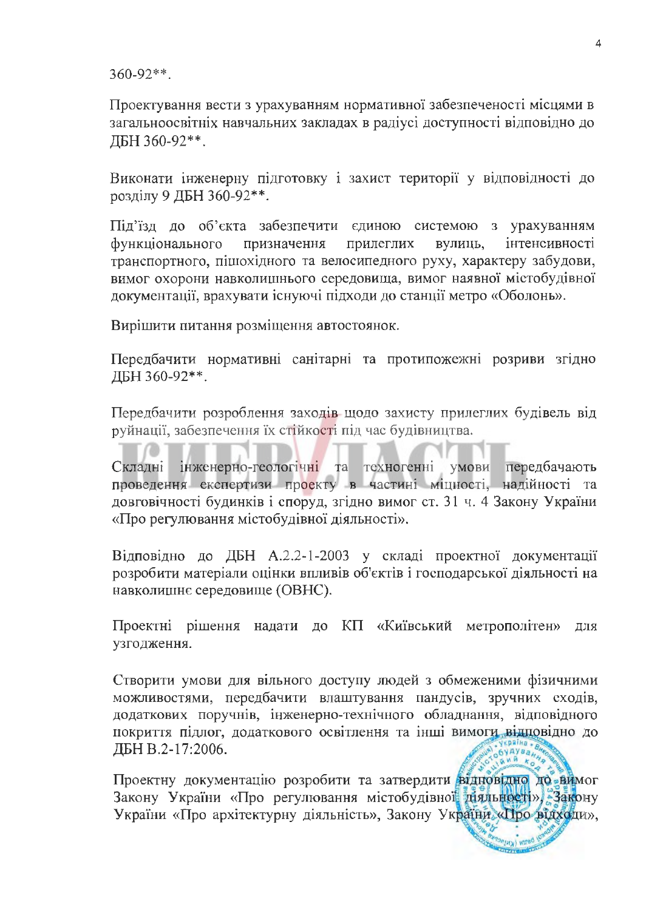360-92**.

Проектування вести з урахуванням нормативної забезпеченості місцями в загальноосвітніх навчальних закладах в радіусі доступності відповідно до ДБН 360-92**.

Виконати інженерну підготовку і захист території у відповідності до розділу 9 ДБН 360-92**.

Під'їзд до об'єкта забезпечити єдиною системою з урахуванням функціонального призначення прилеглих вулиць, інтенсивності транспортного, пішохідного та велосипедного руху, характеру забудови, вимог охорони навколишнього середовища, вимог наявної містобудівної документації, врахувати існуючі підходи до станції метро «Оболонь».

Вирішити питання розміщення автостоянок.

Передбачити нормативні санітарні та протипожежні розриви згідно ДБН 360-92**.

Передбачити розроблення заходів щодо захисту прилеглих будівель від руйнації, забезпечення їх стійкості під час будівництва.

Складні інженерно-геологічні та техногенні умови передбачають проведення експертизи проекту в частині міцності, надійності та довговічності будинків і споруд, згідно вимог ст. 31 ч. 4 Закону України «Про регулювання містобудівної діяльності».

Відповідно до ДБН А.2.2-1-2003 у складі проектної документації розробити матеріали оцінки впливів об'єктів і господарської діяльності на навколишнє середовище (ОВНС).

Проектні рішення надати до КП «Київський метрополітен» для узгодження.

Створити умови для вільного доступу людей з обмеженими фізичними можливостями, передбачити влаштування пандусів, зручних сходів, додаткових поручнів, інженерно-технічного обладнання, відповідного покриття підлог, додаткового освітлення та інші вимоги відповідно до ДБН В.2-17:2006.

Проектну документацію розробити та затвердити відповідно до вимог Закону України «Про регулювання містобудівної діяльності», Закону України «Про архітектурну діяльність», Закону України «Про відходи»,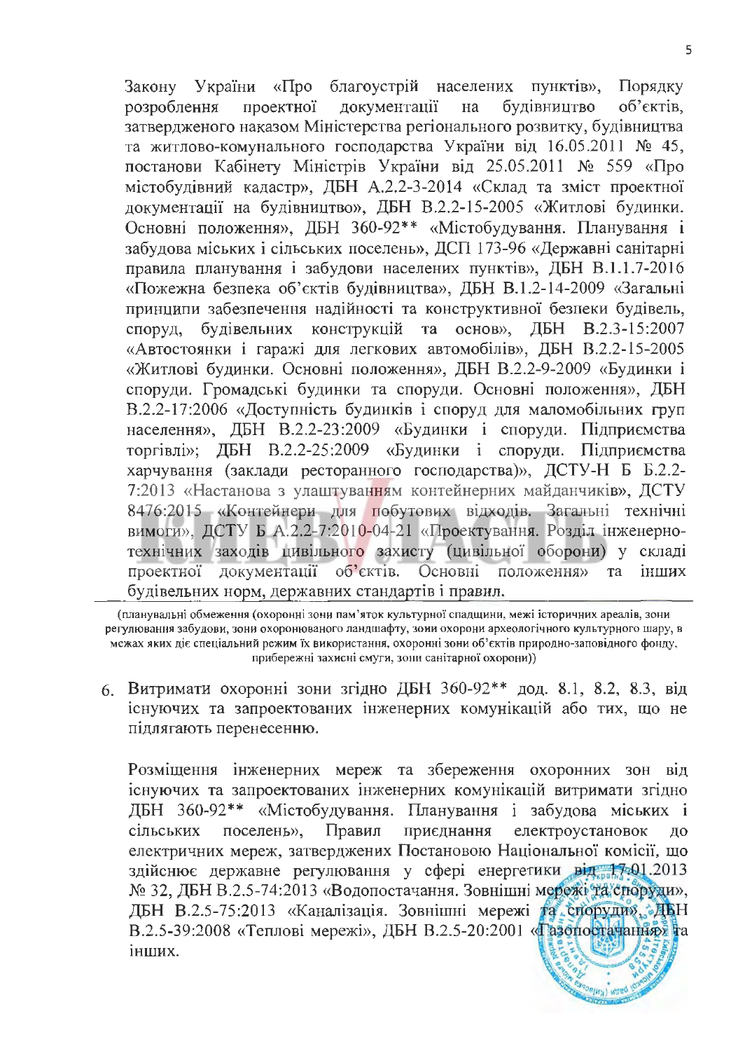Закону України «Про благоустрій населених пунктів», Порядку розроблення проектної документації на будівництво об'єктів, затвердженого наказом Міністерства регіонального розвитку, будівництва та житлово-комунального господарства України від 16.05.2011 № 45, постанови Кабінету Міністрів України від 25.05.2011 № 559 «Про містобудівний кадастр», ДБН А.2.2-3-2014 «Склад та зміст проектної документації на будівництво», ДБН В.2.2-15-2005 «Житлові будинки. Основні положення», ДБН 360-92** «Містобудування. Планування і забудова міських і сільських поселень», ДСП 173-96 «Державні санітарні правила планування і забудови населених пунктів», ДБН В.1.1.7-2016 «Пожежна безпека об'єктів будівництва», ДБН В.1.2-14-2009 «Загальні принципи забезпечення надійності та конструктивної безпеки будівель, споруд, будівельних конструкцій та основ», ДБН В.2.3-15:2007 «Автостоянки і гаражі для легкових автомобілів», ДБН В.2.2-15-2005 «Житлові будинки. Основні положення», ДБН В.2.2-9-2009 «Будинки і споруди. Громадські будинки та споруди. Основні положення», ДБН В.2.2-17:2006 «Доступність будинків і споруд для маломобільних груп населення», ДБН В.2.2-23:2009 «Будинки і споруди. Підприємства торгівлі»; ДБН В.2.2-25:2009 «Будинки і споруди. Підприємства харчування (заклади ресторанного господарства)», ДСТУ-Н Б Б.2.2-7:2013 «Настанова з улаштуванням контейнерних майданчиків», ДСТУ 8476:2015 «Контейнери для побутових відходів. Загальні технічні вимоги», ДСТУ Б А.2.2-7:2010-04-21 «Проектування. Розділ інженерно-технічних заходів цивільного захисту (цивільної оборони) у складі проектної документації об'єктів. Основні положення» та інших будівельних норм, державних стандартів і правил.

(планувальні обмеження (охоронні зони пам'яток культурної спадщини, межі історичних ареалів, зони регулювання забудови, зони охоронюваного ландшафту, зони охорони археологічного культурного шару, в межах яких діє спеціальний режим їх використання, охоронні зони об'єктів природно-заповідного фонду, прибережні захисні смуги, зони санітарної охорони))

6. Витримати охоронні зони згідно ДБН 360-92** дод. 8.1, 8.2, 8.3, від існуючих та запроектованих інженерних комунікацій або тих, що не підлягають перенесенню.

   Розміщення інженерних мереж та збереження охоронних зон від існуючих та запроектованих інженерних комунікацій витримати згідно ДБН 360-92** «Містобудування. Планування і забудова міських і сільських поселень», Правил приєднання електроустановок до електричних мереж, затверджених Постановою Національної комісії, що здійснює державне регулювання у сфері енергетики від 17.01.2013 № 32, ДБН В.2.5-74:2013 «Водопостачання. Зовнішні мережі та споруди», ДБН В.2.5-75:2013 «Каналізація. Зовнішні мережі та споруди», ДБН В.2.5-39:2008 «Теплові мережі», ДБН В.2.5-20:2001 «Газопостачання» та інших.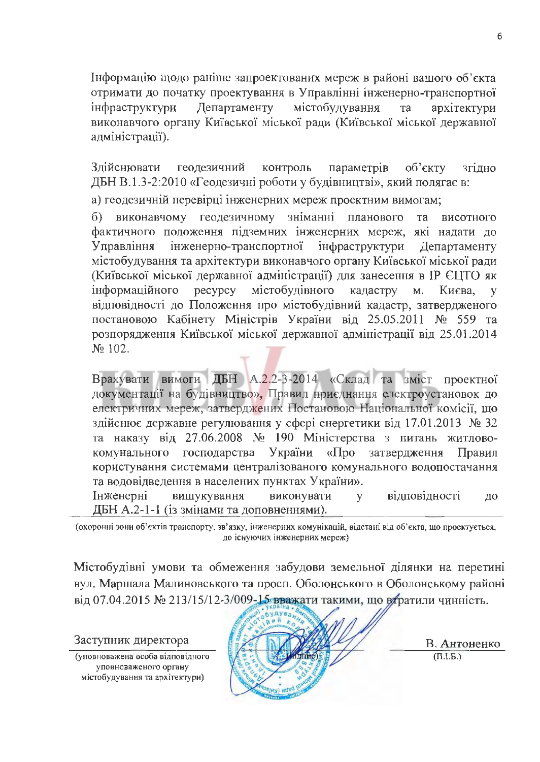Інформацію щодо раніше запроектованих мереж в районі вашого об'єкта отримати до початку проектування в Управлінні інженерно-транспортної інфраструктури Департаменту містобудування та архітектури виконавчого органу Київської міської ради (Київської міської державної адміністрації).

Здійснювати геодезичний контроль параметрів об'єкту згідно ДБН В.1.3-2:2010 «Геодезичні роботи у будівництві», який полягає в:

а) геодезичній перевірці інженерних мереж проектним вимогам;

б) виконавчому геодезичному зніманні планового та висотного фактичного положення підземних інженерних мереж, які надати до Управління інженерно-транспортної інфраструктури Департаменту містобудування та архітектури виконавчого органу Київської міської ради (Київської міської державної адміністрації) для занесення в ІР ЄЦТО як інформаційного ресурсу містобудівного кадастру м. Києва, у відповідності до Положення про містобудівний кадастр, затвердженого постановою Кабінету Міністрів України від 25.05.2011 № 559 та розпорядження Київської міської державної адміністрації від 25.01.2014 № 102.

Врахувати вимоги ДБН А.2.2-3-2014 «Склад та зміст проектної документації на будівництво», Правил приєднання електроустановок до електричних мереж, затверджених Постановою Національної комісії, що здійснює державне регулювання у сфері енергетики від 17.01.2013 № 32 та наказу від 27.06.2008 № 190 Міністерства з питань житлово-комунального господарства України «Про затвердження Правил користування системами централізованого комунального водопостачання та водовідведення в населених пунктах України».

Інженерні вишукування виконувати у відповідності до ДБН А.2-1-1 (із змінами та доповненнями).

(охоронні зони об'єктів транспорту, зв'язку, інженерних комунікацій, відстані від об'єкта, що проектується, до існуючих інженерних мереж)

Містобудівні умови та обмеження забудови земельної ділянки на перетині вул. Маршала Малиновського та просп. Оболонського в Оболонському районі від 07.04.2015 № 213/15/12-3/009-15 вважати такими, що втратили чинність.

| | | |
|---|---|---|
| Заступник директора | | В. Антоненко |
| (уповноважена особа відповідного уповноваженого органу містобудування та архітектури) | (підпис) | (П.І.Б.) |